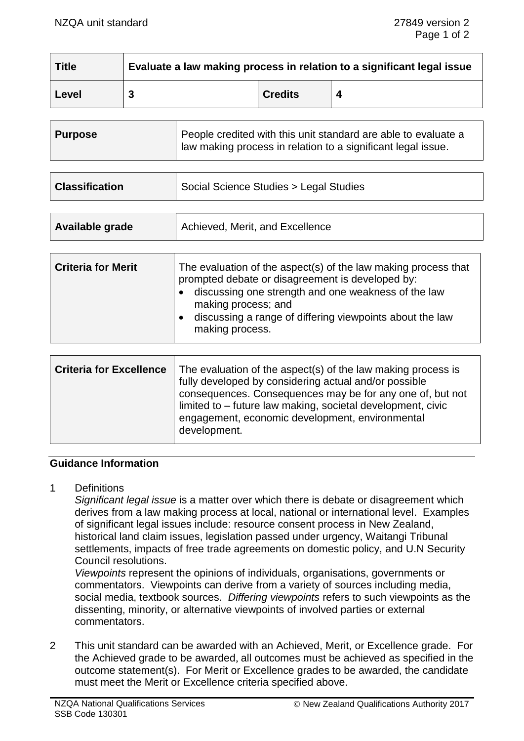| Title | Evaluate a law making process in relation to a significant legal issue | | |
|---|---|---|---|
| Level | 3 | Credits | 4 |

| Purpose | People credited with this unit standard are able to evaluate a law making process in relation to a significant legal issue. |
|---|---|

| Classification | Social Science Studies > Legal Studies |
|---|---|

| Available grade | Achieved, Merit, and Excellence |
|---|---|

| Criteria for Merit | The evaluation of the aspect(s) of the law making process that prompted debate or disagreement is developed by: • discussing one strength and one weakness of the law making process; and • discussing a range of differing viewpoints about the law making process. |
|---|---|

| Criteria for Excellence | The evaluation of the aspect(s) of the law making process is fully developed by considering actual and/or possible consequences. Consequences may be for any one of, but not limited to – future law making, societal development, civic engagement, economic development, environmental development. |
|---|---|

## Guidance Information

1 Definitions

*Significant legal issue* is a matter over which there is debate or disagreement which derives from a law making process at local, national or international level. Examples of significant legal issues include: resource consent process in New Zealand, historical land claim issues, legislation passed under urgency, Waitangi Tribunal settlements, impacts of free trade agreements on domestic policy, and U.N Security Council resolutions.

*Viewpoints* represent the opinions of individuals, organisations, governments or commentators. Viewpoints can derive from a variety of sources including media, social media, textbook sources. *Differing viewpoints* refers to such viewpoints as the dissenting, minority, or alternative viewpoints of involved parties or external commentators.

2 This unit standard can be awarded with an Achieved, Merit, or Excellence grade. For the Achieved grade to be awarded, all outcomes must be achieved as specified in the outcome statement(s). For Merit or Excellence grades to be awarded, the candidate must meet the Merit or Excellence criteria specified above.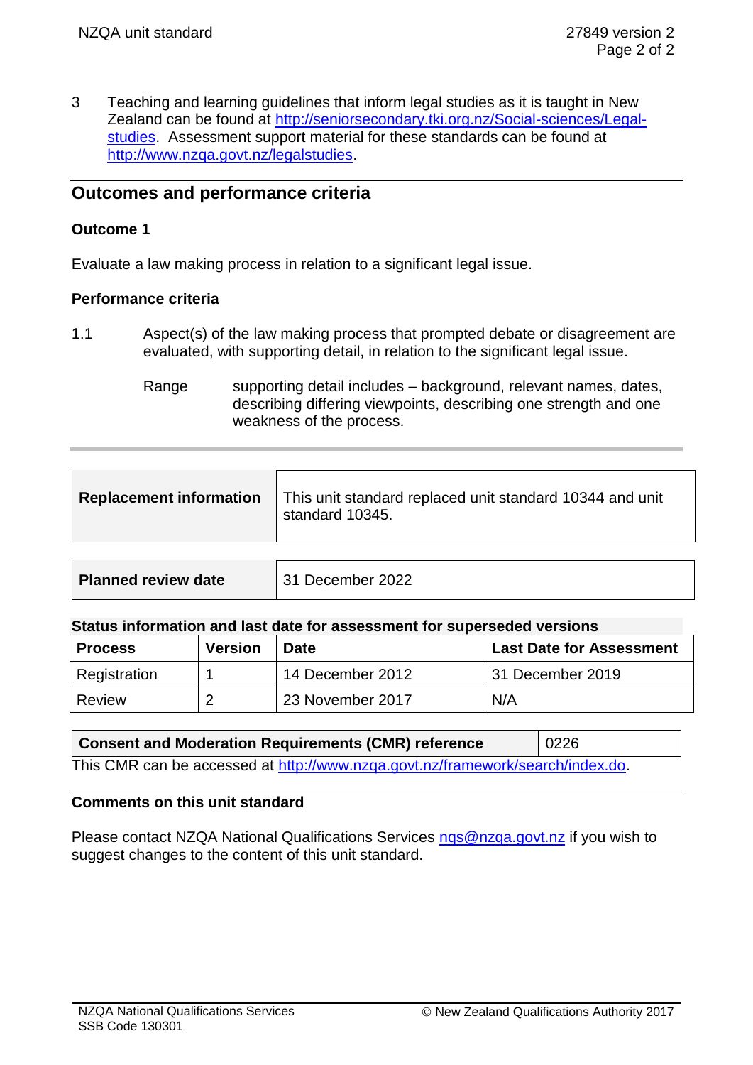3 Teaching and learning guidelines that inform legal studies as it is taught in New Zealand can be found at http://seniorsecondary.tki.org.nz/Social-sciences/Legal-studies. Assessment support material for these standards can be found at http://www.nzqa.govt.nz/legalstudies.

## Outcomes and performance criteria

### Outcome 1

Evaluate a law making process in relation to a significant legal issue.

### Performance criteria

1.1 Aspect(s) of the law making process that prompted debate or disagreement are evaluated, with supporting detail, in relation to the significant legal issue.

Range supporting detail includes – background, relevant names, dates, describing differing viewpoints, describing one strength and one weakness of the process.

| | |
|---|---|
| **Replacement information** | This unit standard replaced unit standard 10344 and unit standard 10345. |

| | |
|---|---|
| **Planned review date** | 31 December 2022 |

**Status information and last date for assessment for superseded versions**

| Process | Version | Date | Last Date for Assessment |
|---|---|---|---|
| Registration | 1 | 14 December 2012 | 31 December 2019 |
| Review | 2 | 23 November 2017 | N/A |

| | |
|---|---|
| **Consent and Moderation Requirements (CMR) reference** | 0226 |

This CMR can be accessed at http://www.nzqa.govt.nz/framework/search/index.do.

### Comments on this unit standard

Please contact NZQA National Qualifications Services nqs@nzqa.govt.nz if you wish to suggest changes to the content of this unit standard.